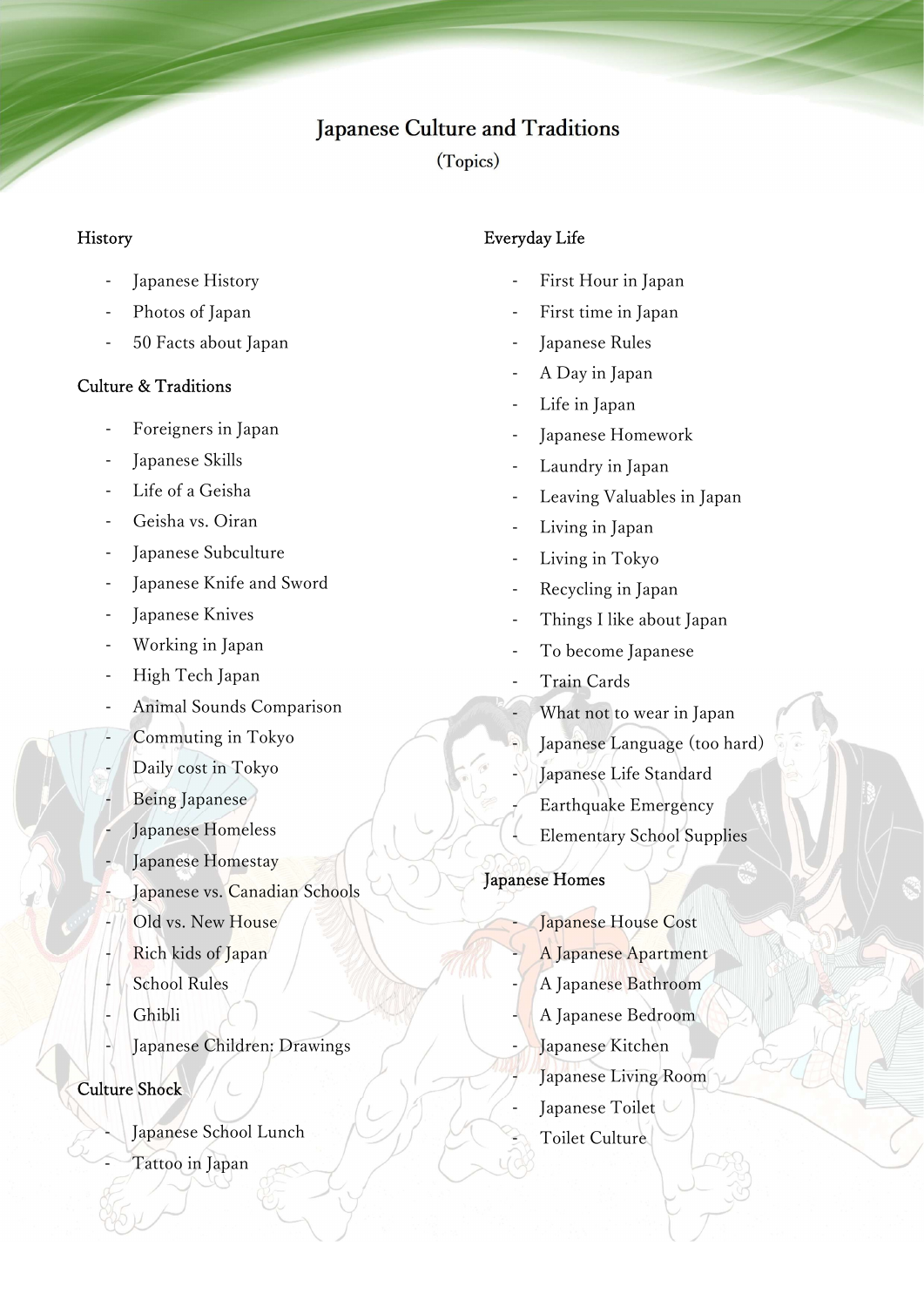# Japanese Culture and Traditions

(Topics)

## History

- Japanese History
- Photos of Japan
- 50 Facts about Japan

## Culture & Traditions

- Foreigners in Japan
- Japanese Skills
- Life of a Geisha
- Geisha vs. Oiran
- Japanese Subculture
- Japanese Knife and Sword
- Japanese Knives
- Working in Japan
- High Tech Japan
- Animal Sounds Comparison
- Commuting in Tokyo
- Daily cost in Tokyo
- Being Japanese
- Japanese Homeless
- Japanese Homestay
- Japanese vs. Canadian Schools
- Old vs. New House
- Rich kids of Japan
- School Rules
- Ghibli
- Japanese Children: Drawings

## Culture Shock

- Japanese School Lunch
- Tattoo in Japan

## Everyday Life

- First Hour in Japan
- First time in Japan
- Japanese Rules
- A Day in Japan
- Life in Japan
- Japanese Homework
- Laundry in Japan
- Leaving Valuables in Japan
- Living in Japan
- Living in Tokyo
- Recycling in Japan
- Things I like about Japan
- To become Japanese
- Train Cards
- What not to wear in Japan
- Japanese Language (too hard)
- Japanese Life Standard
- Earthquake Emergency
- Elementary School Supplies

## Japanese Homes

- Japanese House Cost
- A Japanese Apartment
- A Japanese Bathroom
- A Japanese Bedroom
- Japanese Kitchen
- Japanese Living Room
- Japanese Toilet
- Toilet Culture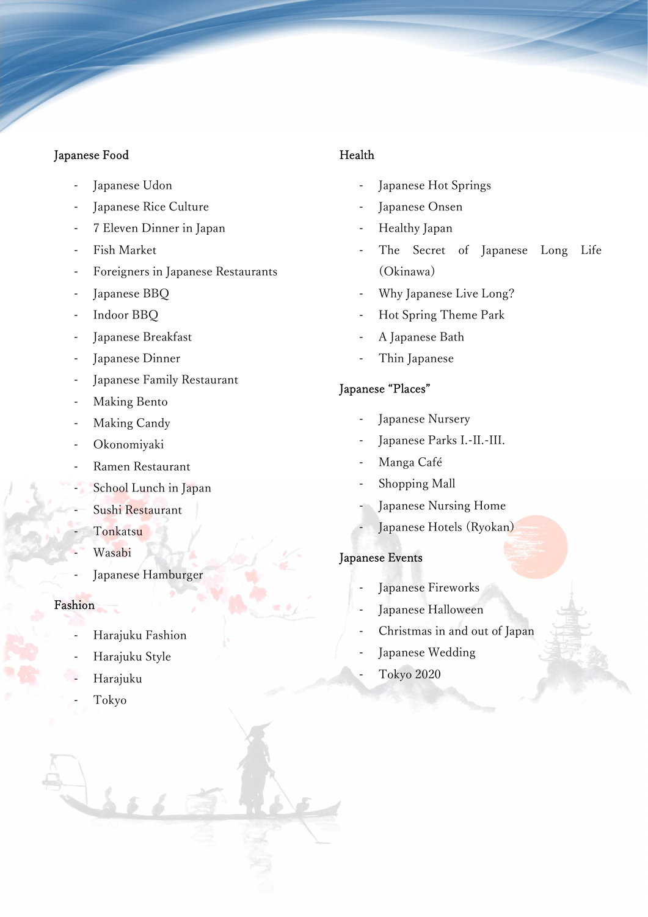## Japanese Food

- Japanese Udon
- Japanese Rice Culture
- 7 Eleven Dinner in Japan
- Fish Market
- Foreigners in Japanese Restaurants
- Japanese BBQ
- Indoor BBQ
- Japanese Breakfast
- Japanese Dinner
- Japanese Family Restaurant
- Making Bento
- Making Candy
- Okonomiyaki
- Ramen Restaurant
- School Lunch in Japan
- Sushi Restaurant
- Tonkatsu
- Wasabi
- Japanese Hamburger

## Fashion

- Harajuku Fashion
- Harajuku Style
- Harajuku
- Tokyo

## Health

- Japanese Hot Springs
- Japanese Onsen
- Healthy Japan
- The Secret of Japanese Long Life (Okinawa)
- Why Japanese Live Long?
- Hot Spring Theme Park
- A Japanese Bath
- Thin Japanese

## Japanese "Places"

- Japanese Nursery
- Japanese Parks I.-II.-III.
- Manga Café
- Shopping Mall
- Japanese Nursing Home
- Japanese Hotels (Ryokan)

## Japanese Events

- Japanese Fireworks
- Japanese Halloween
- Christmas in and out of Japan
- Japanese Wedding
- Tokyo 2020